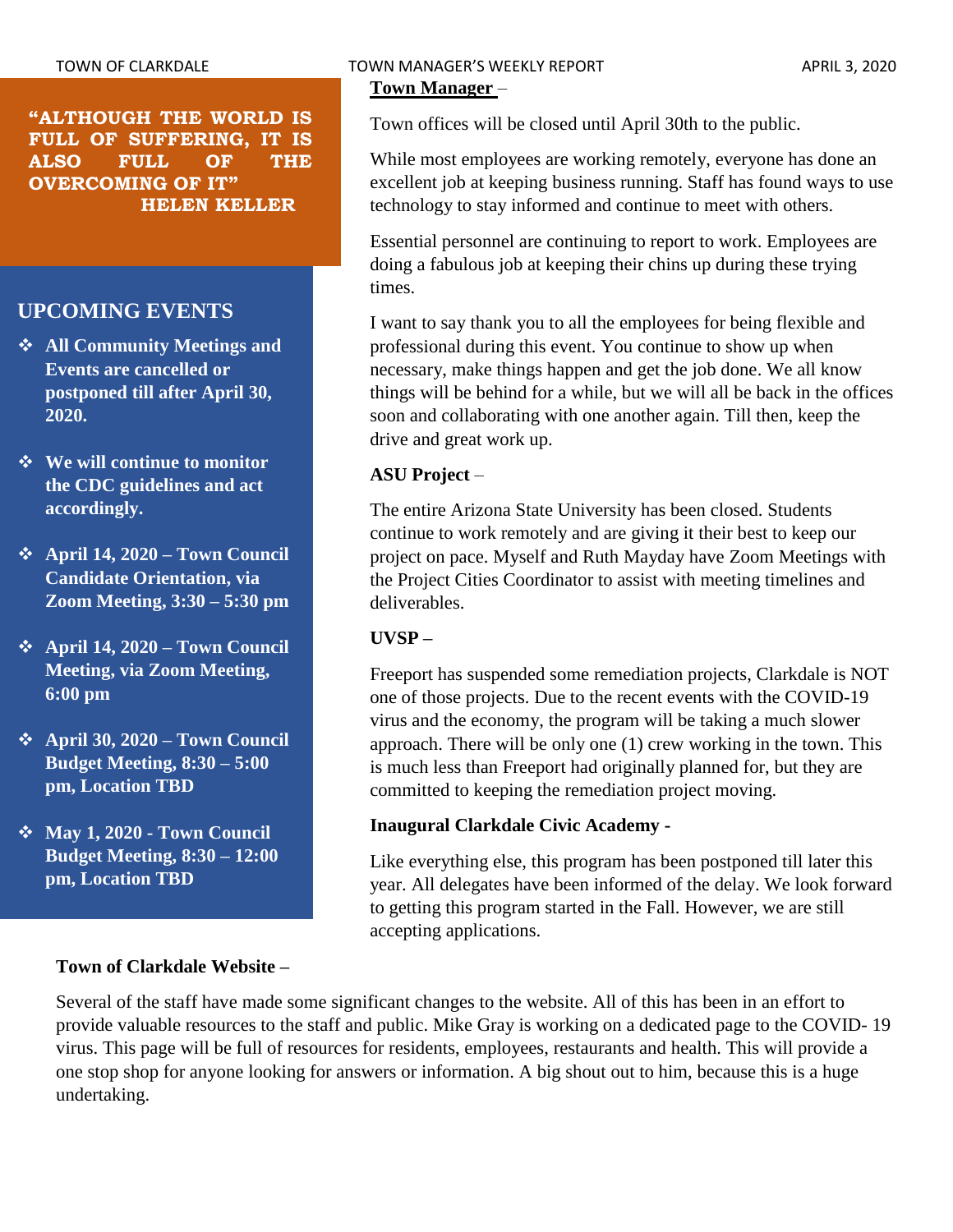> **"ALTHOUGH THE WORLD IS FULL OF SUFFERING, IT IS ALSO FULL OF THE OVERCOMING OF IT"**
> **HELEN KELLER**

## UPCOMING EVENTS

- **All Community Meetings and Events are cancelled or postponed till after April 30, 2020.**
- **We will continue to monitor the CDC guidelines and act accordingly.**
- **April 14, 2020 – Town Council Candidate Orientation, via Zoom Meeting, 3:30 – 5:30 pm**
- **April 14, 2020 – Town Council Meeting, via Zoom Meeting, 6:00 pm**
- **April 30, 2020 – Town Council Budget Meeting, 8:30 – 5:00 pm, Location TBD**
- **May 1, 2020 - Town Council Budget Meeting, 8:30 – 12:00 pm, Location TBD**

**Town Manager** –

Town offices will be closed until April 30th to the public.

While most employees are working remotely, everyone has done an excellent job at keeping business running. Staff has found ways to use technology to stay informed and continue to meet with others.

Essential personnel are continuing to report to work. Employees are doing a fabulous job at keeping their chins up during these trying times.

I want to say thank you to all the employees for being flexible and professional during this event. You continue to show up when necessary, make things happen and get the job done. We all know things will be behind for a while, but we will all be back in the offices soon and collaborating with one another again. Till then, keep the drive and great work up.

**ASU Project** –

The entire Arizona State University has been closed. Students continue to work remotely and are giving it their best to keep our project on pace. Myself and Ruth Mayday have Zoom Meetings with the Project Cities Coordinator to assist with meeting timelines and deliverables.

**UVSP –**

Freeport has suspended some remediation projects, Clarkdale is NOT one of those projects. Due to the recent events with the COVID-19 virus and the economy, the program will be taking a much slower approach. There will be only one (1) crew working in the town. This is much less than Freeport had originally planned for, but they are committed to keeping the remediation project moving.

**Inaugural Clarkdale Civic Academy -**

Like everything else, this program has been postponed till later this year. All delegates have been informed of the delay. We look forward to getting this program started in the Fall. However, we are still accepting applications.

**Town of Clarkdale Website –**

Several of the staff have made some significant changes to the website. All of this has been in an effort to provide valuable resources to the staff and public. Mike Gray is working on a dedicated page to the COVID- 19 virus. This page will be full of resources for residents, employees, restaurants and health. This will provide a one stop shop for anyone looking for answers or information. A big shout out to him, because this is a huge undertaking.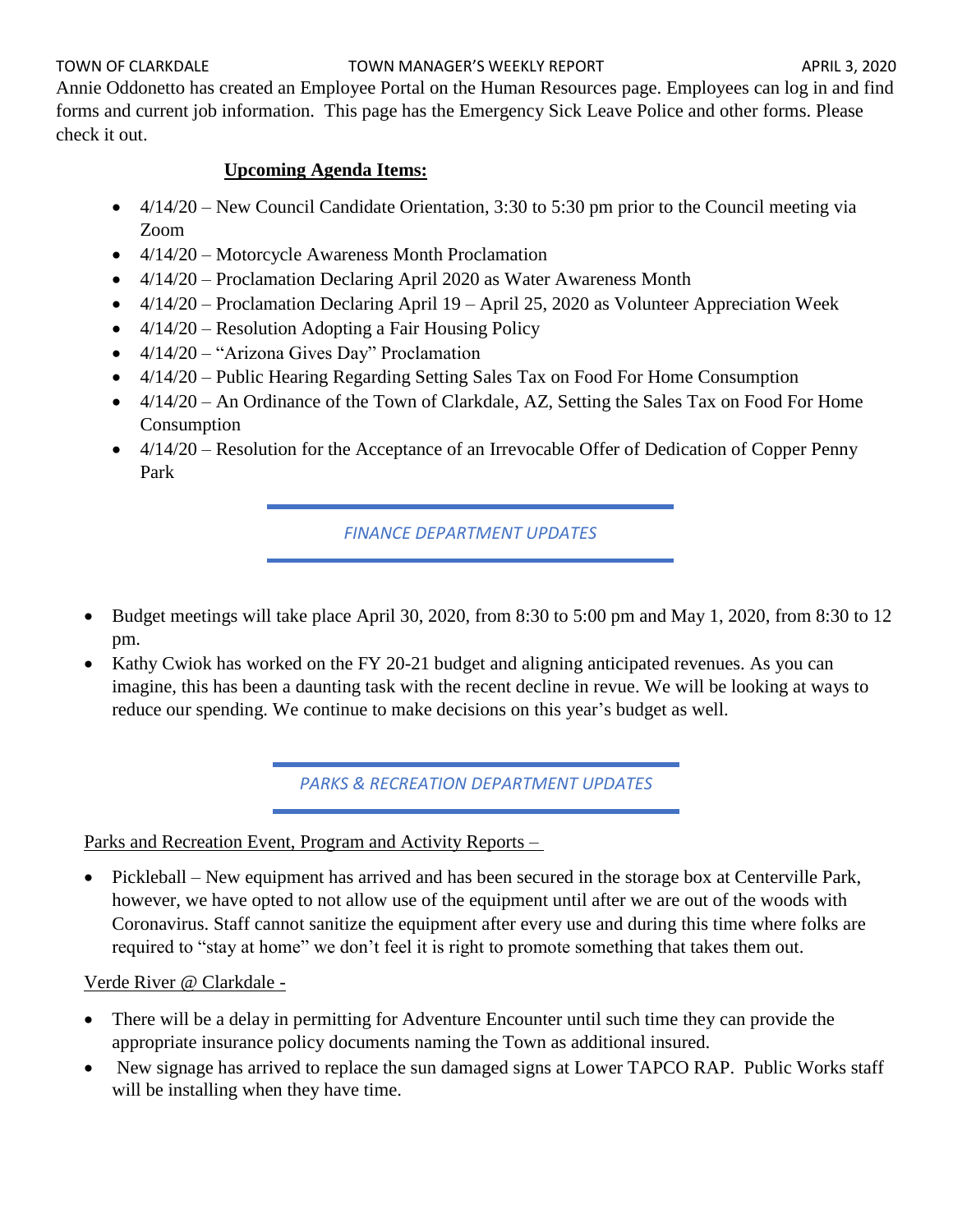Annie Oddonetto has created an Employee Portal on the Human Resources page. Employees can log in and find forms and current job information. This page has the Emergency Sick Leave Police and other forms. Please check it out.

**Upcoming Agenda Items:**

- 4/14/20 – New Council Candidate Orientation, 3:30 to 5:30 pm prior to the Council meeting via Zoom
- 4/14/20 – Motorcycle Awareness Month Proclamation
- 4/14/20 – Proclamation Declaring April 2020 as Water Awareness Month
- 4/14/20 – Proclamation Declaring April 19 – April 25, 2020 as Volunteer Appreciation Week
- 4/14/20 – Resolution Adopting a Fair Housing Policy
- 4/14/20 – "Arizona Gives Day" Proclamation
- 4/14/20 – Public Hearing Regarding Setting Sales Tax on Food For Home Consumption
- 4/14/20 – An Ordinance of the Town of Clarkdale, AZ, Setting the Sales Tax on Food For Home Consumption
- 4/14/20 – Resolution for the Acceptance of an Irrevocable Offer of Dedication of Copper Penny Park

## *FINANCE DEPARTMENT UPDATES*

- Budget meetings will take place April 30, 2020, from 8:30 to 5:00 pm and May 1, 2020, from 8:30 to 12 pm.
- Kathy Cwiok has worked on the FY 20-21 budget and aligning anticipated revenues. As you can imagine, this has been a daunting task with the recent decline in revue. We will be looking at ways to reduce our spending. We continue to make decisions on this year's budget as well.

## *PARKS & RECREATION DEPARTMENT UPDATES*

Parks and Recreation Event, Program and Activity Reports –

- Pickleball – New equipment has arrived and has been secured in the storage box at Centerville Park, however, we have opted to not allow use of the equipment until after we are out of the woods with Coronavirus. Staff cannot sanitize the equipment after every use and during this time where folks are required to "stay at home" we don't feel it is right to promote something that takes them out.

Verde River @ Clarkdale -

- There will be a delay in permitting for Adventure Encounter until such time they can provide the appropriate insurance policy documents naming the Town as additional insured.
- New signage has arrived to replace the sun damaged signs at Lower TAPCO RAP. Public Works staff will be installing when they have time.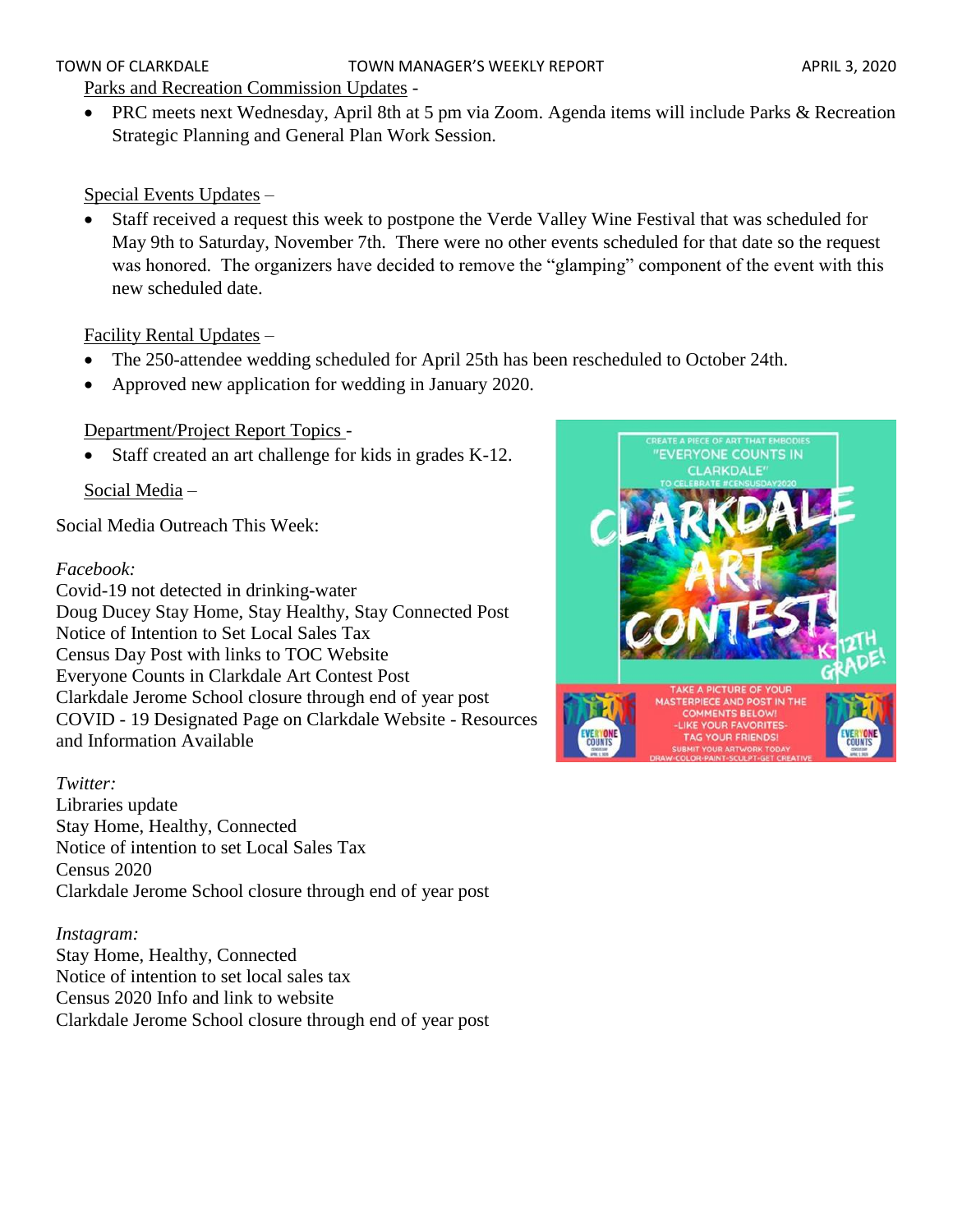Parks and Recreation Commission Updates -

- PRC meets next Wednesday, April 8th at 5 pm via Zoom. Agenda items will include Parks & Recreation Strategic Planning and General Plan Work Session.

Special Events Updates –

- Staff received a request this week to postpone the Verde Valley Wine Festival that was scheduled for May 9th to Saturday, November 7th. There were no other events scheduled for that date so the request was honored. The organizers have decided to remove the "glamping" component of the event with this new scheduled date.

Facility Rental Updates –

- The 250-attendee wedding scheduled for April 25th has been rescheduled to October 24th.
- Approved new application for wedding in January 2020.

Department/Project Report Topics -

- Staff created an art challenge for kids in grades K-12.

Social Media –

Social Media Outreach This Week:

*Facebook:*
Covid-19 not detected in drinking-water
Doug Ducey Stay Home, Stay Healthy, Stay Connected Post
Notice of Intention to Set Local Sales Tax
Census Day Post with links to TOC Website
Everyone Counts in Clarkdale Art Contest Post
Clarkdale Jerome School closure through end of year post
COVID - 19 Designated Page on Clarkdale Website - Resources and Information Available

*Twitter:*
Libraries update
Stay Home, Healthy, Connected
Notice of intention to set Local Sales Tax
Census 2020
Clarkdale Jerome School closure through end of year post

*Instagram:*
Stay Home, Healthy, Connected
Notice of intention to set local sales tax
Census 2020 Info and link to website
Clarkdale Jerome School closure through end of year post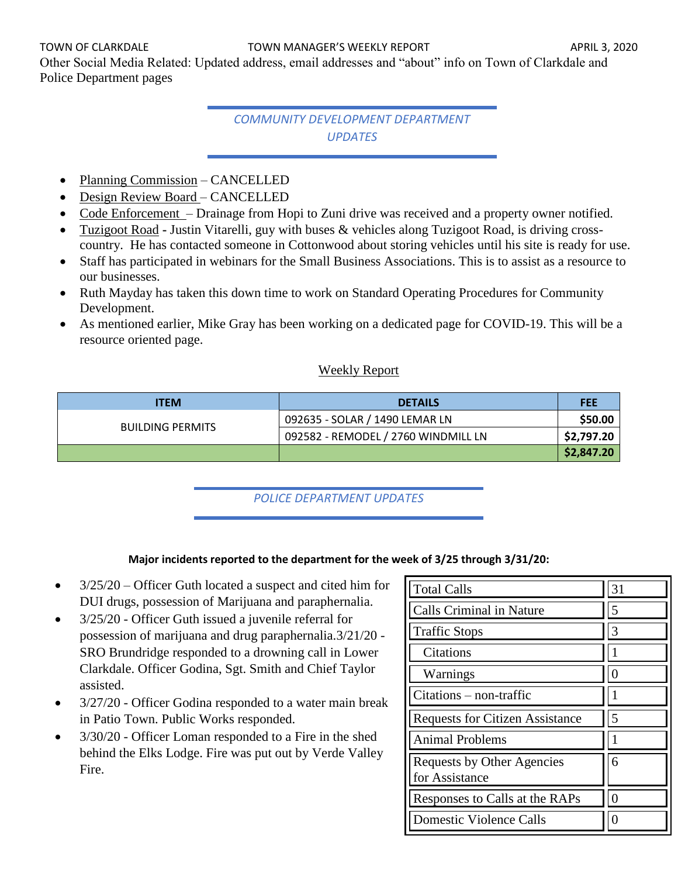Other Social Media Related: Updated address, email addresses and "about" info on Town of Clarkdale and Police Department pages

## COMMUNITY DEVELOPMENT DEPARTMENT UPDATES

- Planning Commission – CANCELLED
- Design Review Board – CANCELLED
- Code Enforcement – Drainage from Hopi to Zuni drive was received and a property owner notified.
- Tuzigoot Road - Justin Vitarelli, guy with buses & vehicles along Tuzigoot Road, is driving cross-country. He has contacted someone in Cottonwood about storing vehicles until his site is ready for use.
- Staff has participated in webinars for the Small Business Associations. This is to assist as a resource to our businesses.
- Ruth Mayday has taken this down time to work on Standard Operating Procedures for Community Development.
- As mentioned earlier, Mike Gray has been working on a dedicated page for COVID-19. This will be a resource oriented page.

### Weekly Report

| ITEM | DETAILS | FEE |
|---|---|---|
| BUILDING PERMITS | 092635 - SOLAR / 1490 LEMAR LN | **$50.00** |
| | 092582 - REMODEL / 2760 WINDMILL LN | **$2,797.20** |
| | | **$2,847.20** |

## POLICE DEPARTMENT UPDATES

**Major incidents reported to the department for the week of 3/25 through 3/31/20:**

- 3/25/20 – Officer Guth located a suspect and cited him for DUI drugs, possession of Marijuana and paraphernalia.
- 3/25/20 - Officer Guth issued a juvenile referral for possession of marijuana and drug paraphernalia.3/21/20 - SRO Brundridge responded to a drowning call in Lower Clarkdale. Officer Godina, Sgt. Smith and Chief Taylor assisted.
- 3/27/20 - Officer Godina responded to a water main break in Patio Town. Public Works responded.
- 3/30/20 - Officer Loman responded to a Fire in the shed behind the Elks Lodge. Fire was put out by Verde Valley Fire.

| Category | Count |
|---|---|
| Total Calls | 31 |
| Calls Criminal in Nature | 5 |
| Traffic Stops | 3 |
| Citations | 1 |
| Warnings | 0 |
| Citations – non-traffic | 1 |
| Requests for Citizen Assistance | 5 |
| Animal Problems | 1 |
| Requests by Other Agencies for Assistance | 6 |
| Responses to Calls at the RAPs | 0 |
| Domestic Violence Calls | 0 |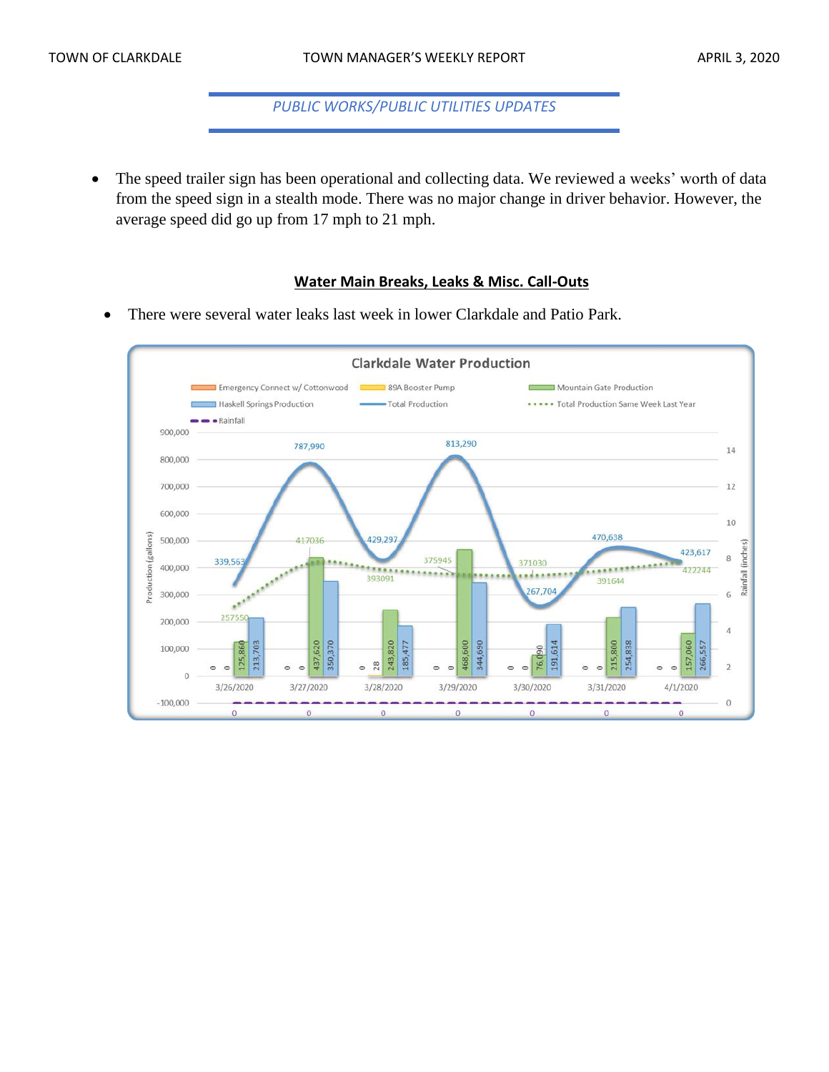## PUBLIC WORKS/PUBLIC UTILITIES UPDATES

- The speed trailer sign has been operational and collecting data. We reviewed a weeks' worth of data from the speed sign in a stealth mode. There was no major change in driver behavior. However, the average speed did go up from 17 mph to 21 mph.

### Water Main Breaks, Leaks & Misc. Call-Outs

- There were several water leaks last week in lower Clarkdale and Patio Park.

Clarkdale Water Production

Emergency Connect w/ Cottonwood
89A Booster Pump
Mountain Gate Production
Haskell Springs Production
Total Production
Total Production Same Week Last Year
Rainfall

Production (gallons)
Rainfall (inches)

3/26/2020: 0, 0, 125,860, 213,703; Total 339,563; Last Year 257550; Rainfall 0
3/27/2020: 0, 0, 437,620, 350,370; Total 787,990; Last Year 417036; Rainfall 0
3/28/2020: 0, 28, 243,820, 185,477; Total 429,297; Last Year 393091; Rainfall 0
3/29/2020: 0, 0, 468,600, 344,690; Total 813,290; Last Year 375945; Rainfall 0
3/30/2020: 0, 0, 76,090, 191,614; Total 267,704; Last Year 371030; Rainfall 0
3/31/2020: 0, 0, 215,800, 254,838; Total 470,638; Last Year 391644; Rainfall 0
4/1/2020: 0, 0, 157,060, 266,557; Total 423,617; Last Year 422244; Rainfall 0